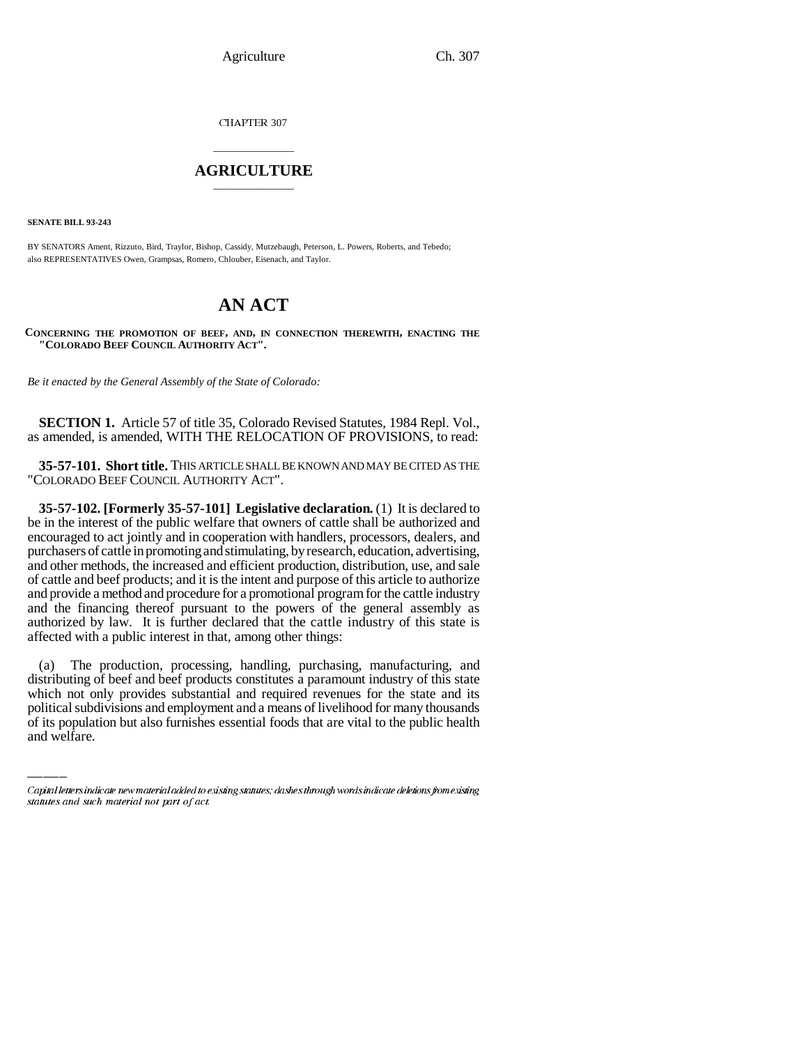CHAPTER 307

# AGRICULTURE

**SENATE BILL 93-243**

BY SENATORS Ament, Rizzuto, Bird, Traylor, Bishop, Cassidy, Mutzebaugh, Peterson, L. Powers, Roberts, and Tebedo; also REPRESENTATIVES Owen, Grampsas, Romero, Chlouber, Eisenach, and Taylor.

# AN ACT

**CONCERNING THE PROMOTION OF BEEF, AND, IN CONNECTION THEREWITH, ENACTING THE "COLORADO BEEF COUNCIL AUTHORITY ACT".**

*Be it enacted by the General Assembly of the State of Colorado:*

**SECTION 1.** Article 57 of title 35, Colorado Revised Statutes, 1984 Repl. Vol., as amended, is amended, WITH THE RELOCATION OF PROVISIONS, to read:

**35-57-101. Short title.** THIS ARTICLE SHALL BE KNOWN AND MAY BE CITED AS THE "COLORADO BEEF COUNCIL AUTHORITY ACT".

**35-57-102. [Formerly 35-57-101] Legislative declaration.** (1) It is declared to be in the interest of the public welfare that owners of cattle shall be authorized and encouraged to act jointly and in cooperation with handlers, processors, dealers, and purchasers of cattle in promoting and stimulating, by research, education, advertising, and other methods, the increased and efficient production, distribution, use, and sale of cattle and beef products; and it is the intent and purpose of this article to authorize and provide a method and procedure for a promotional program for the cattle industry and the financing thereof pursuant to the powers of the general assembly as authorized by law. It is further declared that the cattle industry of this state is affected with a public interest in that, among other things:

(a) The production, processing, handling, purchasing, manufacturing, and distributing of beef and beef products constitutes a paramount industry of this state which not only provides substantial and required revenues for the state and its political subdivisions and employment and a means of livelihood for many thousands of its population but also furnishes essential foods that are vital to the public health and welfare.

Capital letters indicate new material added to existing statutes; dashes through words indicate deletions from existing statutes and such material not part of act.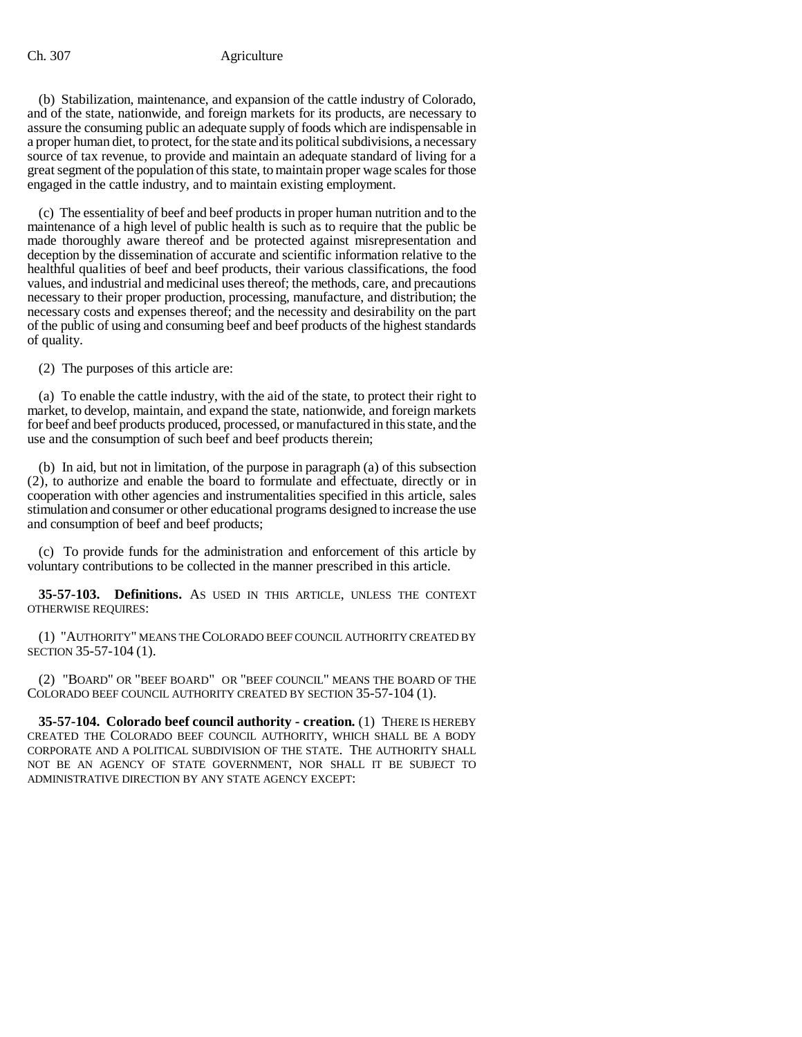(b) Stabilization, maintenance, and expansion of the cattle industry of Colorado, and of the state, nationwide, and foreign markets for its products, are necessary to assure the consuming public an adequate supply of foods which are indispensable in a proper human diet, to protect, for the state and its political subdivisions, a necessary source of tax revenue, to provide and maintain an adequate standard of living for a great segment of the population of this state, to maintain proper wage scales for those engaged in the cattle industry, and to maintain existing employment.

(c) The essentiality of beef and beef products in proper human nutrition and to the maintenance of a high level of public health is such as to require that the public be made thoroughly aware thereof and be protected against misrepresentation and deception by the dissemination of accurate and scientific information relative to the healthful qualities of beef and beef products, their various classifications, the food values, and industrial and medicinal uses thereof; the methods, care, and precautions necessary to their proper production, processing, manufacture, and distribution; the necessary costs and expenses thereof; and the necessity and desirability on the part of the public of using and consuming beef and beef products of the highest standards of quality.

(2) The purposes of this article are:

(a) To enable the cattle industry, with the aid of the state, to protect their right to market, to develop, maintain, and expand the state, nationwide, and foreign markets for beef and beef products produced, processed, or manufactured in this state, and the use and the consumption of such beef and beef products therein;

(b) In aid, but not in limitation, of the purpose in paragraph (a) of this subsection (2), to authorize and enable the board to formulate and effectuate, directly or in cooperation with other agencies and instrumentalities specified in this article, sales stimulation and consumer or other educational programs designed to increase the use and consumption of beef and beef products;

(c) To provide funds for the administration and enforcement of this article by voluntary contributions to be collected in the manner prescribed in this article.

**35-57-103. Definitions.** AS USED IN THIS ARTICLE, UNLESS THE CONTEXT OTHERWISE REQUIRES:

(1) "AUTHORITY" MEANS THE COLORADO BEEF COUNCIL AUTHORITY CREATED BY SECTION 35-57-104 (1).

(2) "BOARD" OR "BEEF BOARD" OR "BEEF COUNCIL" MEANS THE BOARD OF THE COLORADO BEEF COUNCIL AUTHORITY CREATED BY SECTION 35-57-104 (1).

**35-57-104. Colorado beef council authority - creation.** (1) THERE IS HEREBY CREATED THE COLORADO BEEF COUNCIL AUTHORITY, WHICH SHALL BE A BODY CORPORATE AND A POLITICAL SUBDIVISION OF THE STATE. THE AUTHORITY SHALL NOT BE AN AGENCY OF STATE GOVERNMENT, NOR SHALL IT BE SUBJECT TO ADMINISTRATIVE DIRECTION BY ANY STATE AGENCY EXCEPT: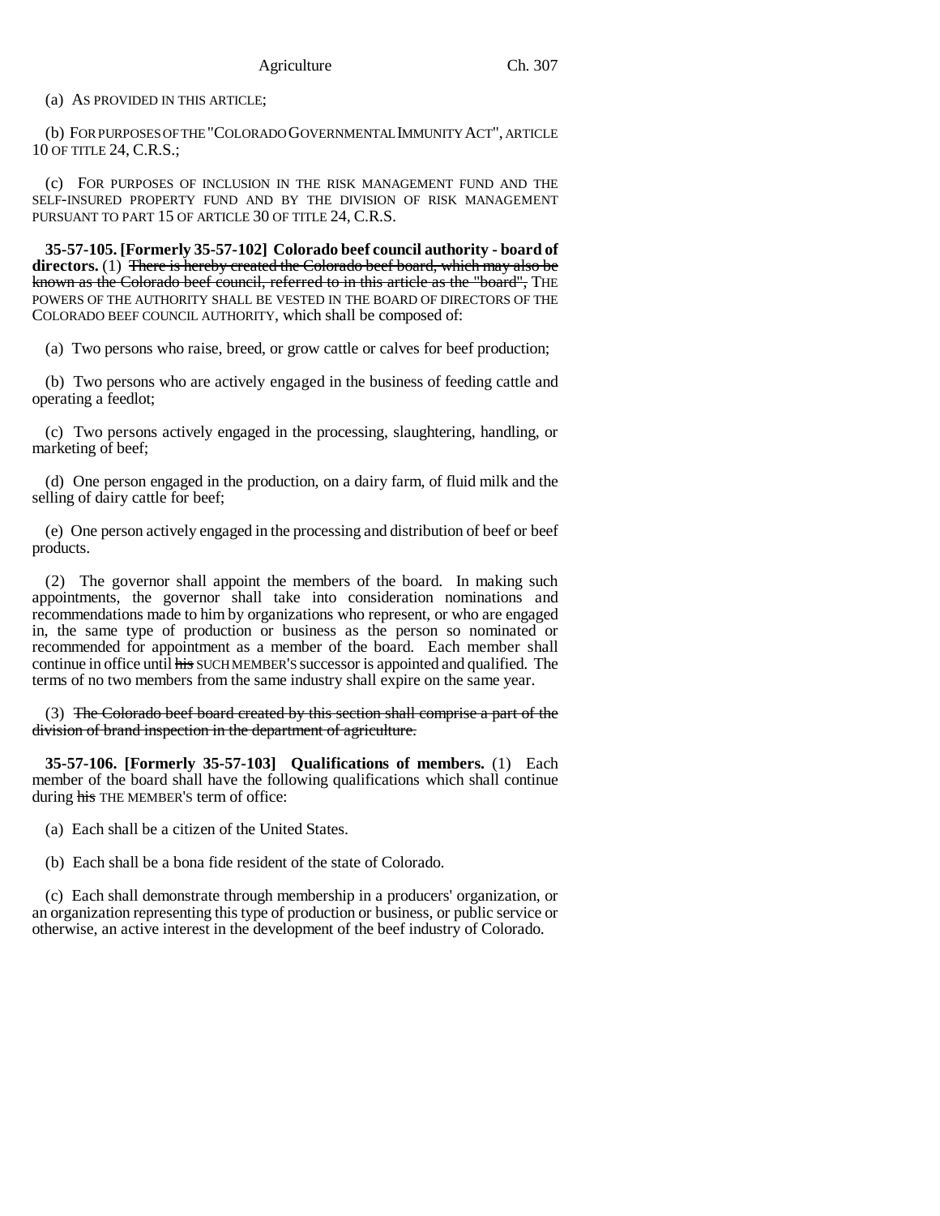(a) AS PROVIDED IN THIS ARTICLE;

(b) FOR PURPOSES OF THE "COLORADO GOVERNMENTAL IMMUNITY ACT", ARTICLE 10 OF TITLE 24, C.R.S.;

(c) FOR PURPOSES OF INCLUSION IN THE RISK MANAGEMENT FUND AND THE SELF-INSURED PROPERTY FUND AND BY THE DIVISION OF RISK MANAGEMENT PURSUANT TO PART 15 OF ARTICLE 30 OF TITLE 24, C.R.S.

**35-57-105. [Formerly 35-57-102] Colorado beef council authority - board of directors.** (1) ~~There is hereby created the Colorado beef board, which may also be known as the Colorado beef council, referred to in this article as the "board",~~ THE POWERS OF THE AUTHORITY SHALL BE VESTED IN THE BOARD OF DIRECTORS OF THE COLORADO BEEF COUNCIL AUTHORITY, which shall be composed of:

(a) Two persons who raise, breed, or grow cattle or calves for beef production;

(b) Two persons who are actively engaged in the business of feeding cattle and operating a feedlot;

(c) Two persons actively engaged in the processing, slaughtering, handling, or marketing of beef;

(d) One person engaged in the production, on a dairy farm, of fluid milk and the selling of dairy cattle for beef;

(e) One person actively engaged in the processing and distribution of beef or beef products.

(2) The governor shall appoint the members of the board. In making such appointments, the governor shall take into consideration nominations and recommendations made to him by organizations who represent, or who are engaged in, the same type of production or business as the person so nominated or recommended for appointment as a member of the board. Each member shall continue in office until ~~his~~ SUCH MEMBER'S successor is appointed and qualified. The terms of no two members from the same industry shall expire on the same year.

(3) ~~The Colorado beef board created by this section shall comprise a part of the division of brand inspection in the department of agriculture.~~

**35-57-106. [Formerly 35-57-103] Qualifications of members.** (1) Each member of the board shall have the following qualifications which shall continue during ~~his~~ THE MEMBER'S term of office:

(a) Each shall be a citizen of the United States.

(b) Each shall be a bona fide resident of the state of Colorado.

(c) Each shall demonstrate through membership in a producers' organization, or an organization representing this type of production or business, or public service or otherwise, an active interest in the development of the beef industry of Colorado.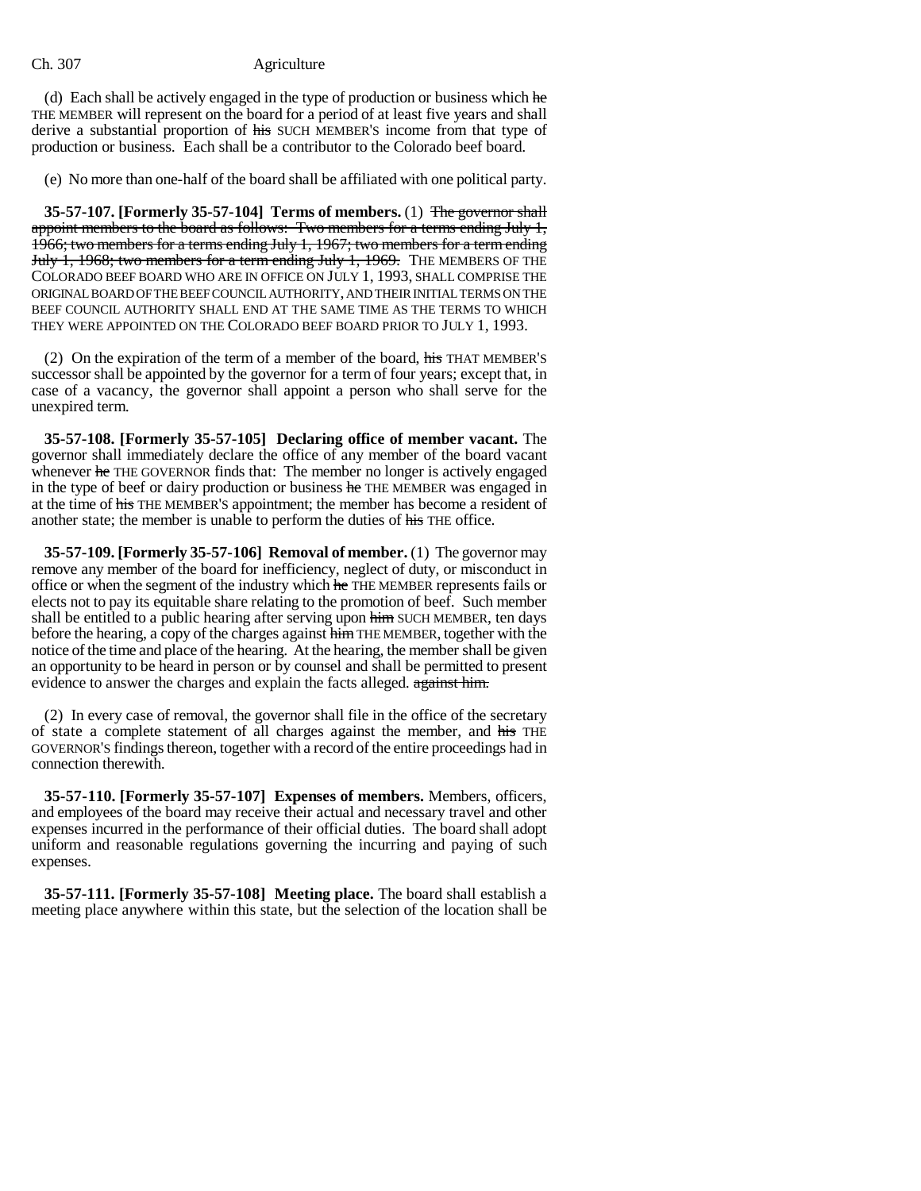(d) Each shall be actively engaged in the type of production or business which he THE MEMBER will represent on the board for a period of at least five years and shall derive a substantial proportion of his SUCH MEMBER'S income from that type of production or business. Each shall be a contributor to the Colorado beef board.

(e) No more than one-half of the board shall be affiliated with one political party.

**35-57-107. [Formerly 35-57-104] Terms of members.** (1) The governor shall appoint members to the board as follows: Two members for a terms ending July 1, 1966; two members for a terms ending July 1, 1967; two members for a term ending July 1, 1968; two members for a term ending July 1, 1969. THE MEMBERS OF THE COLORADO BEEF BOARD WHO ARE IN OFFICE ON JULY 1, 1993, SHALL COMPRISE THE ORIGINAL BOARD OF THE BEEF COUNCIL AUTHORITY, AND THEIR INITIAL TERMS ON THE BEEF COUNCIL AUTHORITY SHALL END AT THE SAME TIME AS THE TERMS TO WHICH THEY WERE APPOINTED ON THE COLORADO BEEF BOARD PRIOR TO JULY 1, 1993.

(2) On the expiration of the term of a member of the board, his THAT MEMBER'S successor shall be appointed by the governor for a term of four years; except that, in case of a vacancy, the governor shall appoint a person who shall serve for the unexpired term.

**35-57-108. [Formerly 35-57-105] Declaring office of member vacant.** The governor shall immediately declare the office of any member of the board vacant whenever he THE GOVERNOR finds that: The member no longer is actively engaged in the type of beef or dairy production or business he THE MEMBER was engaged in at the time of his THE MEMBER'S appointment; the member has become a resident of another state; the member is unable to perform the duties of his THE office.

**35-57-109. [Formerly 35-57-106] Removal of member.** (1) The governor may remove any member of the board for inefficiency, neglect of duty, or misconduct in office or when the segment of the industry which he THE MEMBER represents fails or elects not to pay its equitable share relating to the promotion of beef. Such member shall be entitled to a public hearing after serving upon him SUCH MEMBER, ten days before the hearing, a copy of the charges against him THE MEMBER, together with the notice of the time and place of the hearing. At the hearing, the member shall be given an opportunity to be heard in person or by counsel and shall be permitted to present evidence to answer the charges and explain the facts alleged. against him.

(2) In every case of removal, the governor shall file in the office of the secretary of state a complete statement of all charges against the member, and his THE GOVERNOR'S findings thereon, together with a record of the entire proceedings had in connection therewith.

**35-57-110. [Formerly 35-57-107] Expenses of members.** Members, officers, and employees of the board may receive their actual and necessary travel and other expenses incurred in the performance of their official duties. The board shall adopt uniform and reasonable regulations governing the incurring and paying of such expenses.

**35-57-111. [Formerly 35-57-108] Meeting place.** The board shall establish a meeting place anywhere within this state, but the selection of the location shall be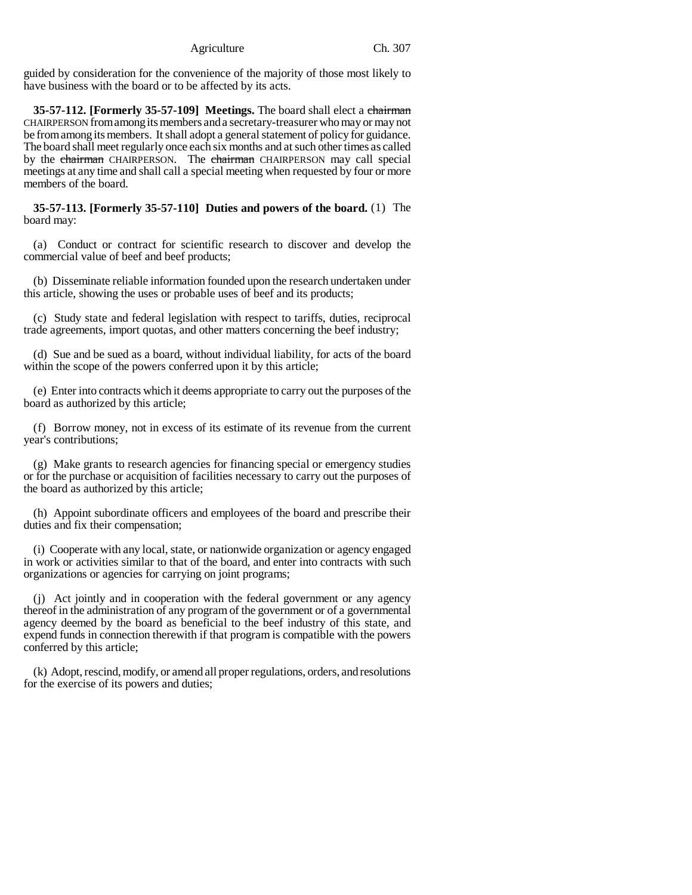guided by consideration for the convenience of the majority of those most likely to have business with the board or to be affected by its acts.

**35-57-112. [Formerly 35-57-109] Meetings.** The board shall elect a ~~chairman~~ CHAIRPERSON from among its members and a secretary-treasurer who may or may not be from among its members. It shall adopt a general statement of policy for guidance. The board shall meet regularly once each six months and at such other times as called by the ~~chairman~~ CHAIRPERSON. The ~~chairman~~ CHAIRPERSON may call special meetings at any time and shall call a special meeting when requested by four or more members of the board.

**35-57-113. [Formerly 35-57-110] Duties and powers of the board.** (1) The board may:

(a) Conduct or contract for scientific research to discover and develop the commercial value of beef and beef products;

(b) Disseminate reliable information founded upon the research undertaken under this article, showing the uses or probable uses of beef and its products;

(c) Study state and federal legislation with respect to tariffs, duties, reciprocal trade agreements, import quotas, and other matters concerning the beef industry;

(d) Sue and be sued as a board, without individual liability, for acts of the board within the scope of the powers conferred upon it by this article;

(e) Enter into contracts which it deems appropriate to carry out the purposes of the board as authorized by this article;

(f) Borrow money, not in excess of its estimate of its revenue from the current year's contributions;

(g) Make grants to research agencies for financing special or emergency studies or for the purchase or acquisition of facilities necessary to carry out the purposes of the board as authorized by this article;

(h) Appoint subordinate officers and employees of the board and prescribe their duties and fix their compensation;

(i) Cooperate with any local, state, or nationwide organization or agency engaged in work or activities similar to that of the board, and enter into contracts with such organizations or agencies for carrying on joint programs;

(j) Act jointly and in cooperation with the federal government or any agency thereof in the administration of any program of the government or of a governmental agency deemed by the board as beneficial to the beef industry of this state, and expend funds in connection therewith if that program is compatible with the powers conferred by this article;

(k) Adopt, rescind, modify, or amend all proper regulations, orders, and resolutions for the exercise of its powers and duties;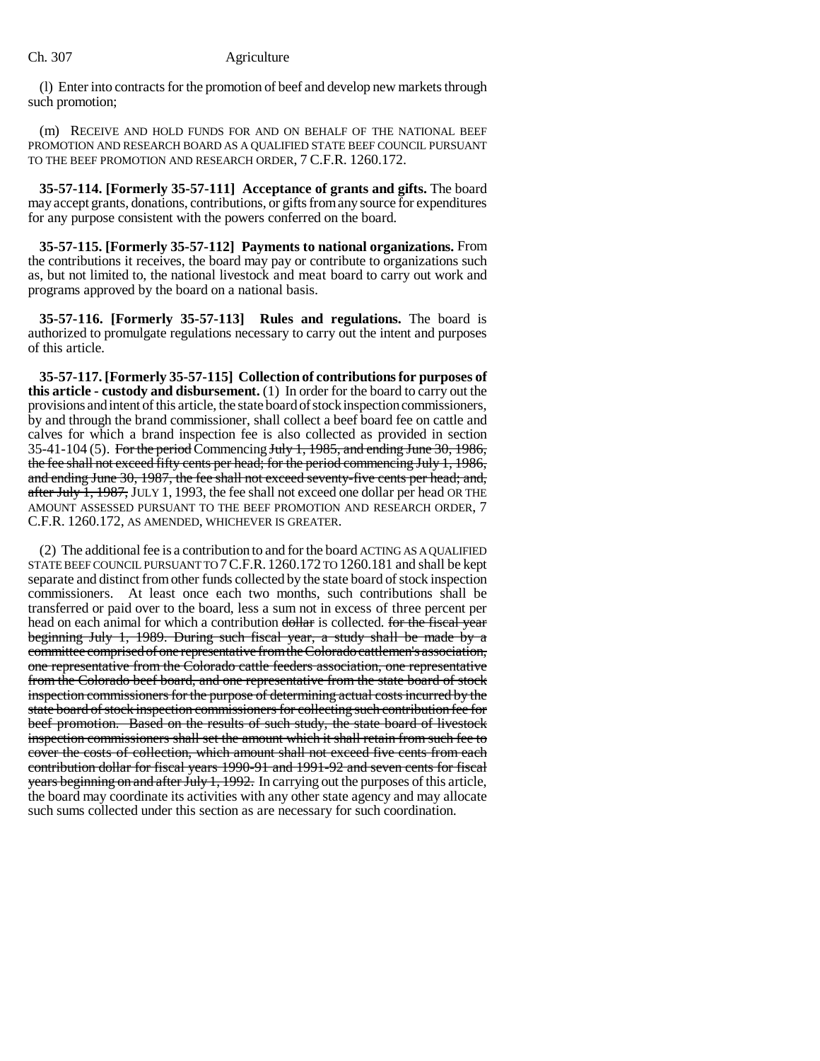(l) Enter into contracts for the promotion of beef and develop new markets through such promotion;

(m) RECEIVE AND HOLD FUNDS FOR AND ON BEHALF OF THE NATIONAL BEEF PROMOTION AND RESEARCH BOARD AS A QUALIFIED STATE BEEF COUNCIL PURSUANT TO THE BEEF PROMOTION AND RESEARCH ORDER, 7 C.F.R. 1260.172.

**35-57-114. [Formerly 35-57-111] Acceptance of grants and gifts.** The board may accept grants, donations, contributions, or gifts from any source for expenditures for any purpose consistent with the powers conferred on the board.

**35-57-115. [Formerly 35-57-112] Payments to national organizations.** From the contributions it receives, the board may pay or contribute to organizations such as, but not limited to, the national livestock and meat board to carry out work and programs approved by the board on a national basis.

**35-57-116. [Formerly 35-57-113] Rules and regulations.** The board is authorized to promulgate regulations necessary to carry out the intent and purposes of this article.

**35-57-117. [Formerly 35-57-115] Collection of contributions for purposes of this article - custody and disbursement.** (1) In order for the board to carry out the provisions and intent of this article, the state board of stock inspection commissioners, by and through the brand commissioner, shall collect a beef board fee on cattle and calves for which a brand inspection fee is also collected as provided in section 35-41-104 (5). ~~For the period~~ Commencing ~~July 1, 1985, and ending June 30, 1986, the fee shall not exceed fifty cents per head; for the period commencing July 1, 1986, and ending June 30, 1987, the fee shall not exceed seventy-five cents per head; and, after July 1, 1987,~~ JULY 1, 1993, the fee shall not exceed one dollar per head OR THE AMOUNT ASSESSED PURSUANT TO THE BEEF PROMOTION AND RESEARCH ORDER, 7 C.F.R. 1260.172, AS AMENDED, WHICHEVER IS GREATER.

(2) The additional fee is a contribution to and for the board ACTING AS A QUALIFIED STATE BEEF COUNCIL PURSUANT TO 7 C.F.R. 1260.172 TO 1260.181 and shall be kept separate and distinct from other funds collected by the state board of stock inspection commissioners. At least once each two months, such contributions shall be transferred or paid over to the board, less a sum not in excess of three percent per head on each animal for which a contribution ~~dollar~~ is collected. ~~for the fiscal year beginning July 1, 1989. During such fiscal year, a study shall be made by a committee comprised of one representative from the Colorado cattlemen's association, one representative from the Colorado cattle feeders association, one representative from the Colorado beef board, and one representative from the state board of stock inspection commissioners for the purpose of determining actual costs incurred by the state board of stock inspection commissioners for collecting such contribution fee for beef promotion. Based on the results of such study, the state board of livestock inspection commissioners shall set the amount which it shall retain from such fee to cover the costs of collection, which amount shall not exceed five cents from each contribution dollar for fiscal years 1990-91 and 1991-92 and seven cents for fiscal years beginning on and after July 1, 1992.~~ In carrying out the purposes of this article, the board may coordinate its activities with any other state agency and may allocate such sums collected under this section as are necessary for such coordination.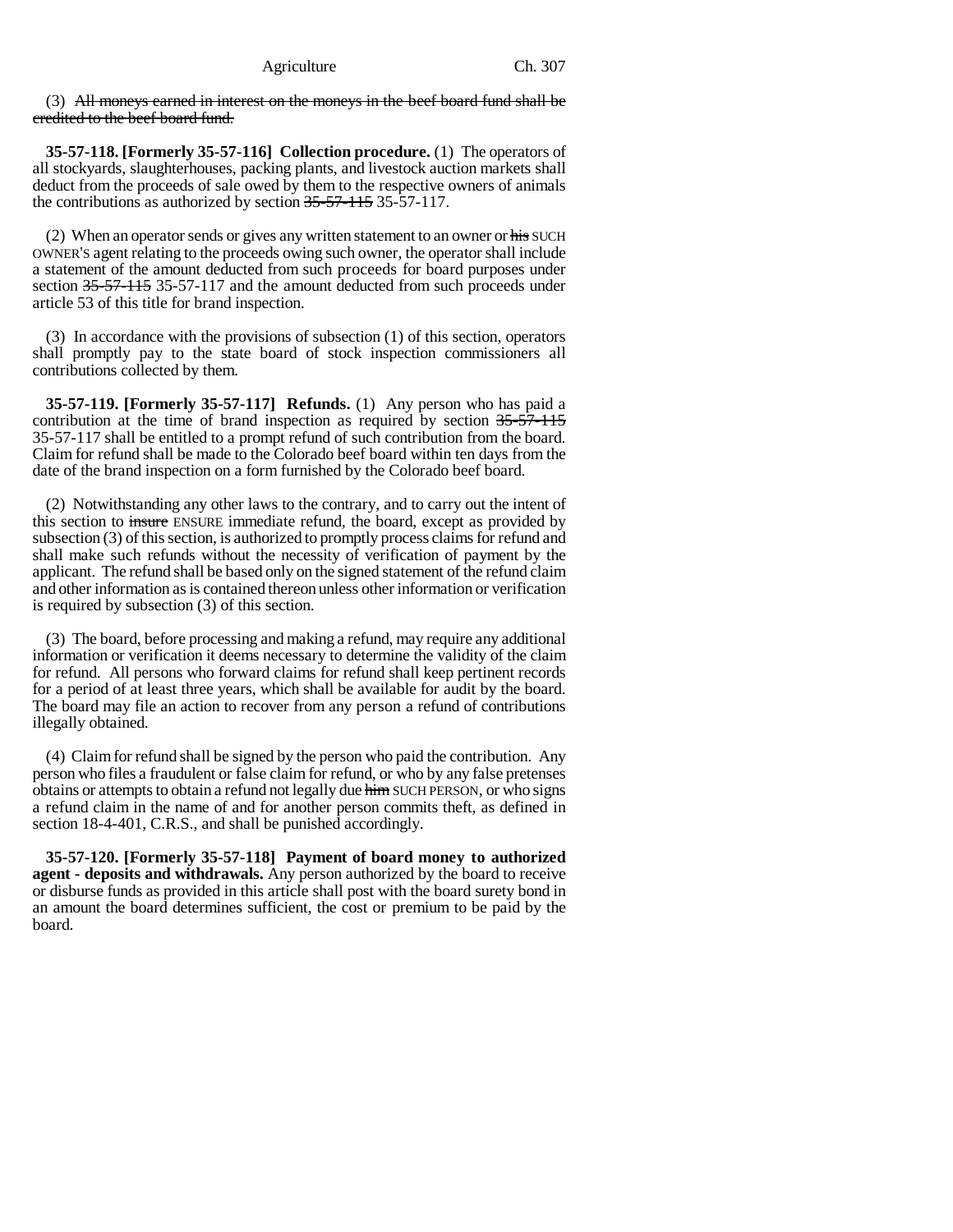(3) ~~All moneys earned in interest on the moneys in the beef board fund shall be credited to the beef board fund.~~

**35-57-118. [Formerly 35-57-116] Collection procedure.** (1) The operators of all stockyards, slaughterhouses, packing plants, and livestock auction markets shall deduct from the proceeds of sale owed by them to the respective owners of animals the contributions as authorized by section ~~35-57-115~~ 35-57-117.

(2) When an operator sends or gives any written statement to an owner or ~~his~~ SUCH OWNER'S agent relating to the proceeds owing such owner, the operator shall include a statement of the amount deducted from such proceeds for board purposes under section ~~35-57-115~~ 35-57-117 and the amount deducted from such proceeds under article 53 of this title for brand inspection.

(3) In accordance with the provisions of subsection (1) of this section, operators shall promptly pay to the state board of stock inspection commissioners all contributions collected by them.

**35-57-119. [Formerly 35-57-117] Refunds.** (1) Any person who has paid a contribution at the time of brand inspection as required by section ~~35-57-115~~ 35-57-117 shall be entitled to a prompt refund of such contribution from the board. Claim for refund shall be made to the Colorado beef board within ten days from the date of the brand inspection on a form furnished by the Colorado beef board.

(2) Notwithstanding any other laws to the contrary, and to carry out the intent of this section to ~~insure~~ ENSURE immediate refund, the board, except as provided by subsection (3) of this section, is authorized to promptly process claims for refund and shall make such refunds without the necessity of verification of payment by the applicant. The refund shall be based only on the signed statement of the refund claim and other information as is contained thereon unless other information or verification is required by subsection (3) of this section.

(3) The board, before processing and making a refund, may require any additional information or verification it deems necessary to determine the validity of the claim for refund. All persons who forward claims for refund shall keep pertinent records for a period of at least three years, which shall be available for audit by the board. The board may file an action to recover from any person a refund of contributions illegally obtained.

(4) Claim for refund shall be signed by the person who paid the contribution. Any person who files a fraudulent or false claim for refund, or who by any false pretenses obtains or attempts to obtain a refund not legally due ~~him~~ SUCH PERSON, or who signs a refund claim in the name of and for another person commits theft, as defined in section 18-4-401, C.R.S., and shall be punished accordingly.

**35-57-120. [Formerly 35-57-118] Payment of board money to authorized agent - deposits and withdrawals.** Any person authorized by the board to receive or disburse funds as provided in this article shall post with the board surety bond in an amount the board determines sufficient, the cost or premium to be paid by the board.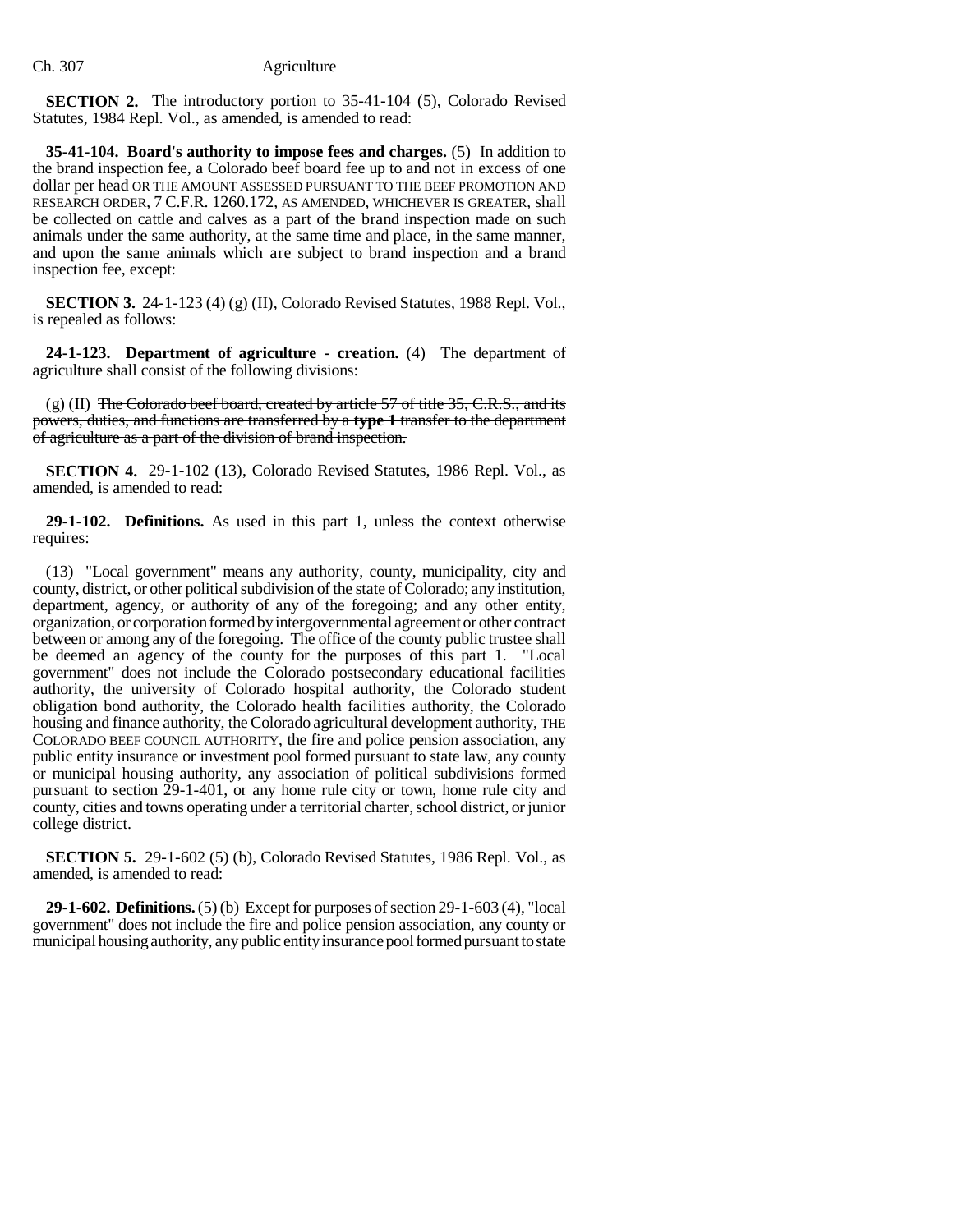**SECTION 2.** The introductory portion to 35-41-104 (5), Colorado Revised Statutes, 1984 Repl. Vol., as amended, is amended to read:

**35-41-104. Board's authority to impose fees and charges.** (5) In addition to the brand inspection fee, a Colorado beef board fee up to and not in excess of one dollar per head OR THE AMOUNT ASSESSED PURSUANT TO THE BEEF PROMOTION AND RESEARCH ORDER, 7 C.F.R. 1260.172, AS AMENDED, WHICHEVER IS GREATER, shall be collected on cattle and calves as a part of the brand inspection made on such animals under the same authority, at the same time and place, in the same manner, and upon the same animals which are subject to brand inspection and a brand inspection fee, except:

**SECTION 3.** 24-1-123 (4) (g) (II), Colorado Revised Statutes, 1988 Repl. Vol., is repealed as follows:

**24-1-123. Department of agriculture - creation.** (4) The department of agriculture shall consist of the following divisions:

(g) (II) ~~The Colorado beef board, created by article 57 of title 35, C.R.S., and its powers, duties, and functions are transferred by a **type 1** transfer to the department of agriculture as a part of the division of brand inspection.~~

**SECTION 4.** 29-1-102 (13), Colorado Revised Statutes, 1986 Repl. Vol., as amended, is amended to read:

**29-1-102. Definitions.** As used in this part 1, unless the context otherwise requires:

(13) "Local government" means any authority, county, municipality, city and county, district, or other political subdivision of the state of Colorado; any institution, department, agency, or authority of any of the foregoing; and any other entity, organization, or corporation formed by intergovernmental agreement or other contract between or among any of the foregoing. The office of the county public trustee shall be deemed an agency of the county for the purposes of this part 1. "Local government" does not include the Colorado postsecondary educational facilities authority, the university of Colorado hospital authority, the Colorado student obligation bond authority, the Colorado health facilities authority, the Colorado housing and finance authority, the Colorado agricultural development authority, THE COLORADO BEEF COUNCIL AUTHORITY, the fire and police pension association, any public entity insurance or investment pool formed pursuant to state law, any county or municipal housing authority, any association of political subdivisions formed pursuant to section 29-1-401, or any home rule city or town, home rule city and county, cities and towns operating under a territorial charter, school district, or junior college district.

**SECTION 5.** 29-1-602 (5) (b), Colorado Revised Statutes, 1986 Repl. Vol., as amended, is amended to read:

**29-1-602. Definitions.** (5) (b) Except for purposes of section 29-1-603 (4), "local government" does not include the fire and police pension association, any county or municipal housing authority, any public entity insurance pool formed pursuant to state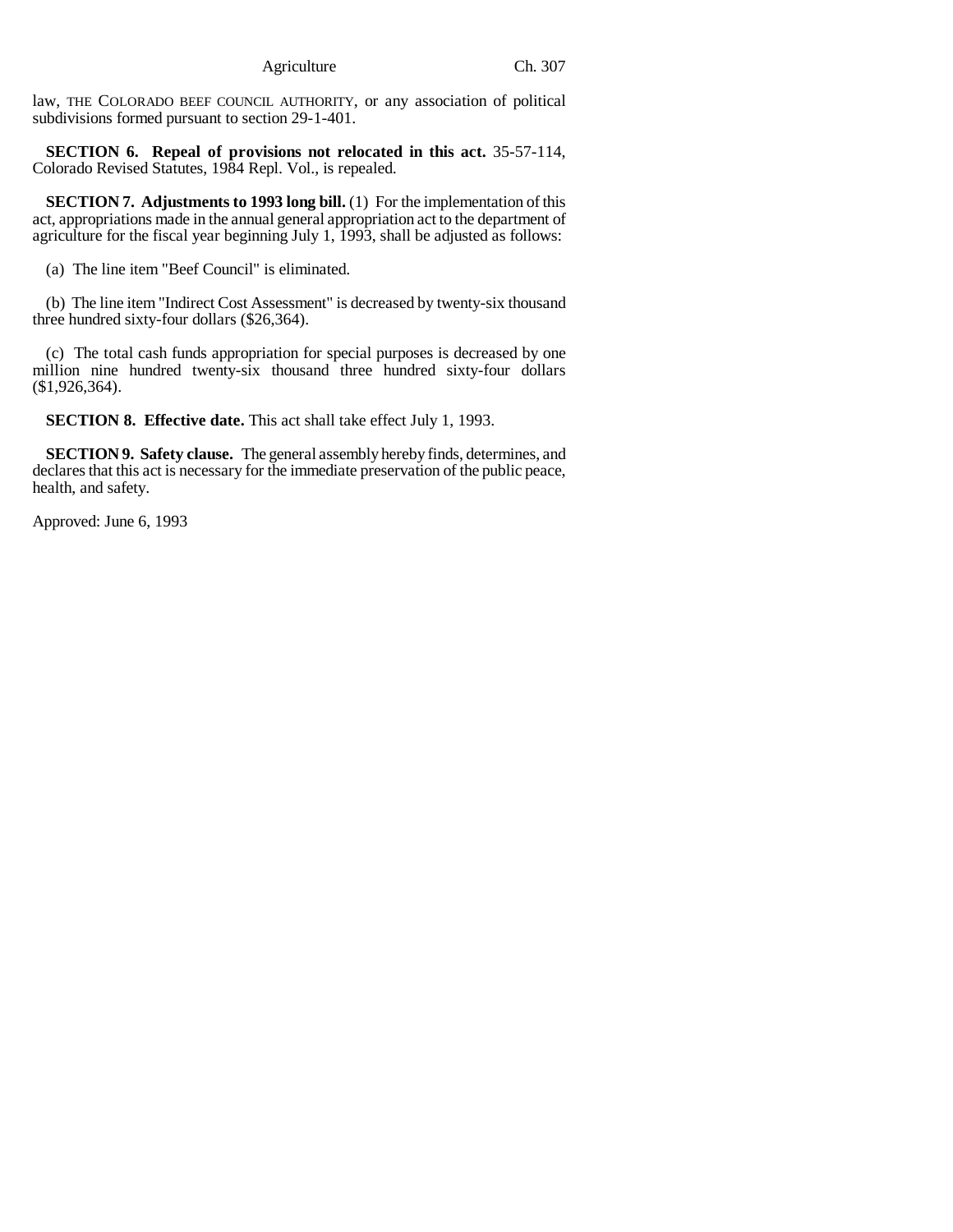law, THE COLORADO BEEF COUNCIL AUTHORITY, or any association of political subdivisions formed pursuant to section 29-1-401.

**SECTION 6. Repeal of provisions not relocated in this act.** 35-57-114, Colorado Revised Statutes, 1984 Repl. Vol., is repealed.

**SECTION 7. Adjustments to 1993 long bill.** (1) For the implementation of this act, appropriations made in the annual general appropriation act to the department of agriculture for the fiscal year beginning July 1, 1993, shall be adjusted as follows:

(a) The line item "Beef Council" is eliminated.

(b) The line item "Indirect Cost Assessment" is decreased by twenty-six thousand three hundred sixty-four dollars ($26,364).

(c) The total cash funds appropriation for special purposes is decreased by one million nine hundred twenty-six thousand three hundred sixty-four dollars ($1,926,364).

**SECTION 8. Effective date.** This act shall take effect July 1, 1993.

**SECTION 9. Safety clause.** The general assembly hereby finds, determines, and declares that this act is necessary for the immediate preservation of the public peace, health, and safety.

Approved: June 6, 1993